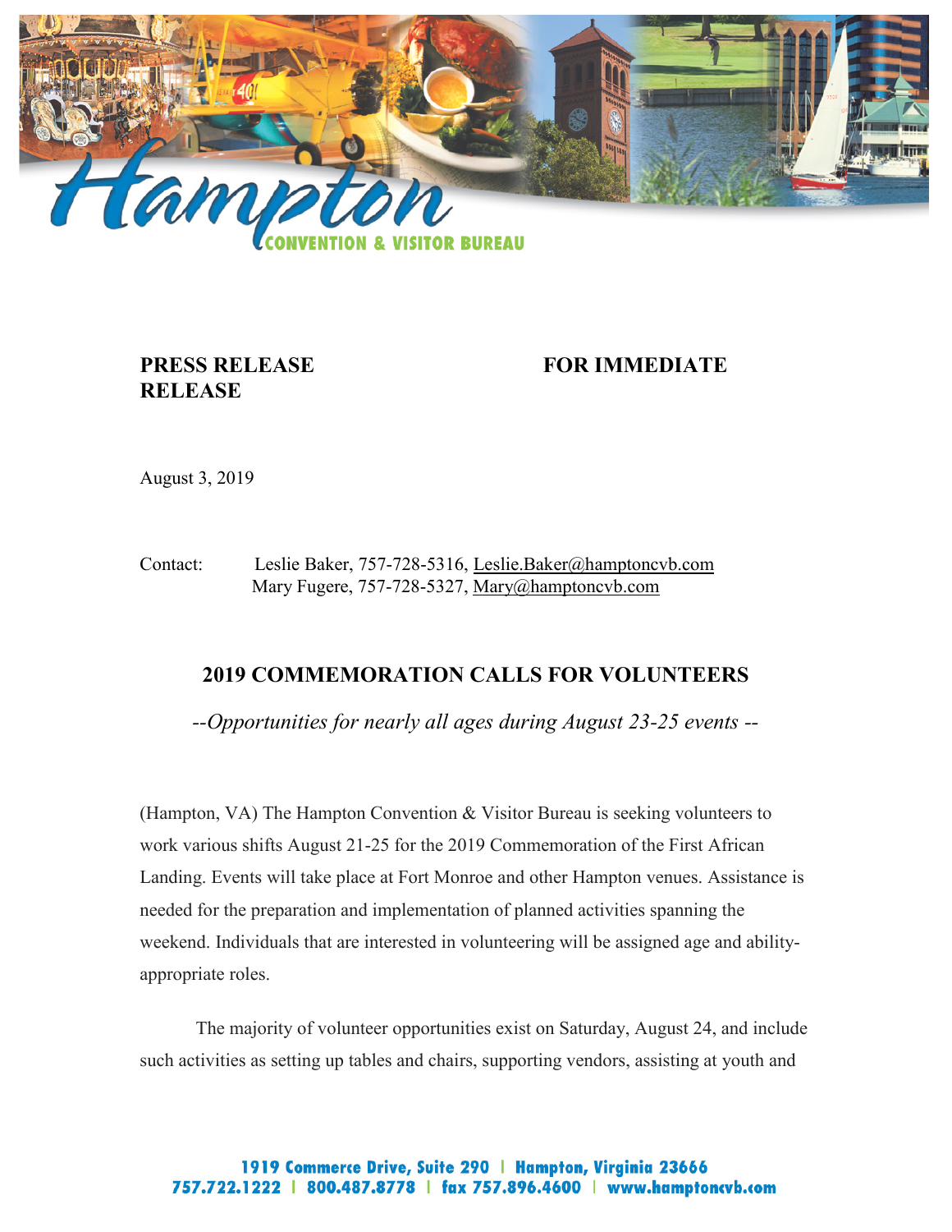Hampton

CONVENTION & VISITOR BUREAU

**PRESS RELEASE** **FOR IMMEDIATE RELEASE**

August 3, 2019

Contact: Leslie Baker, 757-728-5316, Leslie.Baker@hamptoncvb.com
Mary Fugere, 757-728-5327, Mary@hamptoncvb.com

## 2019 COMMEMORATION CALLS FOR VOLUNTEERS

*--Opportunities for nearly all ages during August 23-25 events --*

(Hampton, VA) The Hampton Convention & Visitor Bureau is seeking volunteers to work various shifts August 21-25 for the 2019 Commemoration of the First African Landing. Events will take place at Fort Monroe and other Hampton venues. Assistance is needed for the preparation and implementation of planned activities spanning the weekend. Individuals that are interested in volunteering will be assigned age and ability-appropriate roles.

The majority of volunteer opportunities exist on Saturday, August 24, and include such activities as setting up tables and chairs, supporting vendors, assisting at youth and

1919 Commerce Drive, Suite 290 | Hampton, Virginia 23666
757.722.1222 | 800.487.8778 | fax 757.896.4600 | www.hamptoncvb.com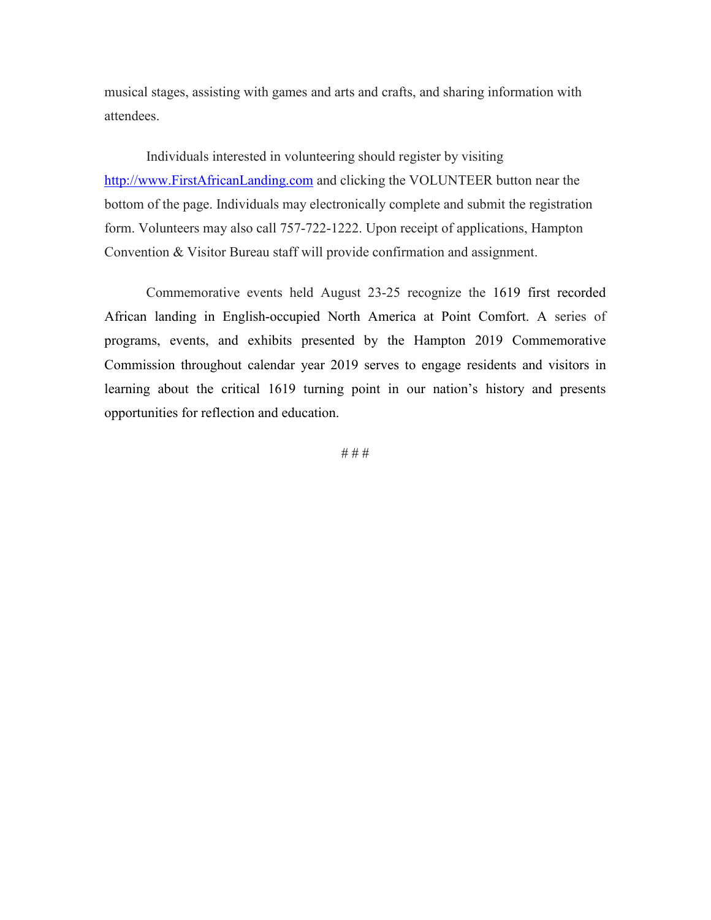musical stages, assisting with games and arts and crafts, and sharing information with attendees.

Individuals interested in volunteering should register by visiting http://www.FirstAfricanLanding.com and clicking the VOLUNTEER button near the bottom of the page. Individuals may electronically complete and submit the registration form. Volunteers may also call 757-722-1222. Upon receipt of applications, Hampton Convention & Visitor Bureau staff will provide confirmation and assignment.

Commemorative events held August 23-25 recognize the 1619 first recorded African landing in English-occupied North America at Point Comfort. A series of programs, events, and exhibits presented by the Hampton 2019 Commemorative Commission throughout calendar year 2019 serves to engage residents and visitors in learning about the critical 1619 turning point in our nation's history and presents opportunities for reflection and education.

# # #